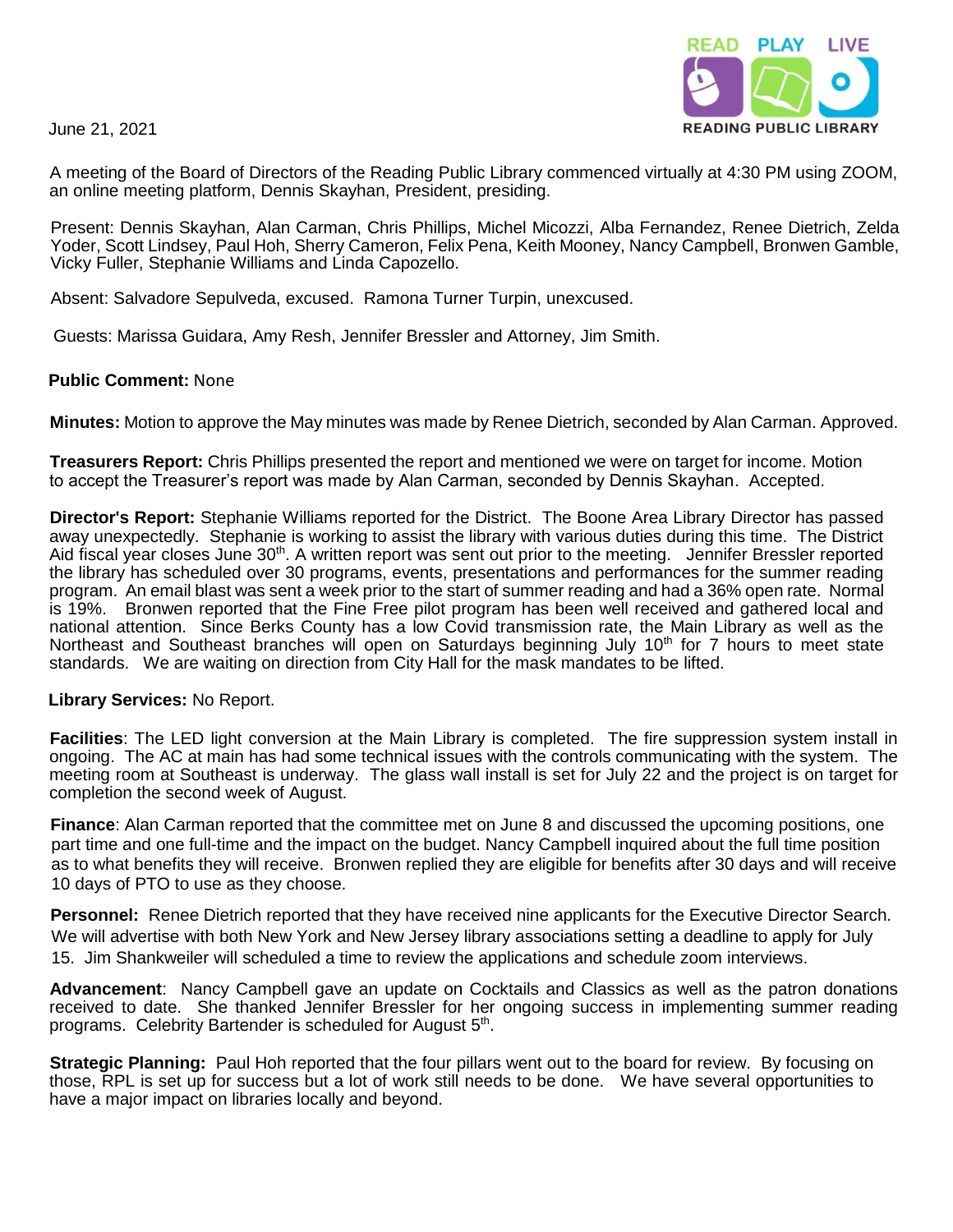June 21, 2021

A meeting of the Board of Directors of the Reading Public Library commenced virtually at 4:30 PM using ZOOM, an online meeting platform, Dennis Skayhan, President, presiding.

Present: Dennis Skayhan, Alan Carman, Chris Phillips, Michel Micozzi, Alba Fernandez, Renee Dietrich, Zelda Yoder, Scott Lindsey, Paul Hoh, Sherry Cameron, Felix Pena, Keith Mooney, Nancy Campbell, Bronwen Gamble, Vicky Fuller, Stephanie Williams and Linda Capozello.

Absent: Salvadore Sepulveda, excused. Ramona Turner Turpin, unexcused.

Guests: Marissa Guidara, Amy Resh, Jennifer Bressler and Attorney, Jim Smith.

**Public Comment:** None

**Minutes:** Motion to approve the May minutes was made by Renee Dietrich, seconded by Alan Carman. Approved.

**Treasurers Report:** Chris Phillips presented the report and mentioned we were on target for income. Motion to accept the Treasurer's report was made by Alan Carman, seconded by Dennis Skayhan. Accepted.

**Director's Report:** Stephanie Williams reported for the District. The Boone Area Library Director has passed away unexpectedly. Stephanie is working to assist the library with various duties during this time. The District Aid fiscal year closes June 30th. A written report was sent out prior to the meeting. Jennifer Bressler reported the library has scheduled over 30 programs, events, presentations and performances for the summer reading program. An email blast was sent a week prior to the start of summer reading and had a 36% open rate. Normal is 19%. Bronwen reported that the Fine Free pilot program has been well received and gathered local and national attention. Since Berks County has a low Covid transmission rate, the Main Library as well as the Northeast and Southeast branches will open on Saturdays beginning July 10th for 7 hours to meet state standards. We are waiting on direction from City Hall for the mask mandates to be lifted.

**Library Services:** No Report.

**Facilities**: The LED light conversion at the Main Library is completed. The fire suppression system install in ongoing. The AC at main has had some technical issues with the controls communicating with the system. The meeting room at Southeast is underway. The glass wall install is set for July 22 and the project is on target for completion the second week of August.

**Finance**: Alan Carman reported that the committee met on June 8 and discussed the upcoming positions, one part time and one full-time and the impact on the budget. Nancy Campbell inquired about the full time position as to what benefits they will receive. Bronwen replied they are eligible for benefits after 30 days and will receive 10 days of PTO to use as they choose.

**Personnel:** Renee Dietrich reported that they have received nine applicants for the Executive Director Search. We will advertise with both New York and New Jersey library associations setting a deadline to apply for July 15. Jim Shankweiler will scheduled a time to review the applications and schedule zoom interviews.

**Advancement**: Nancy Campbell gave an update on Cocktails and Classics as well as the patron donations received to date. She thanked Jennifer Bressler for her ongoing success in implementing summer reading programs. Celebrity Bartender is scheduled for August 5th.

**Strategic Planning:** Paul Hoh reported that the four pillars went out to the board for review. By focusing on those, RPL is set up for success but a lot of work still needs to be done. We have several opportunities to have a major impact on libraries locally and beyond.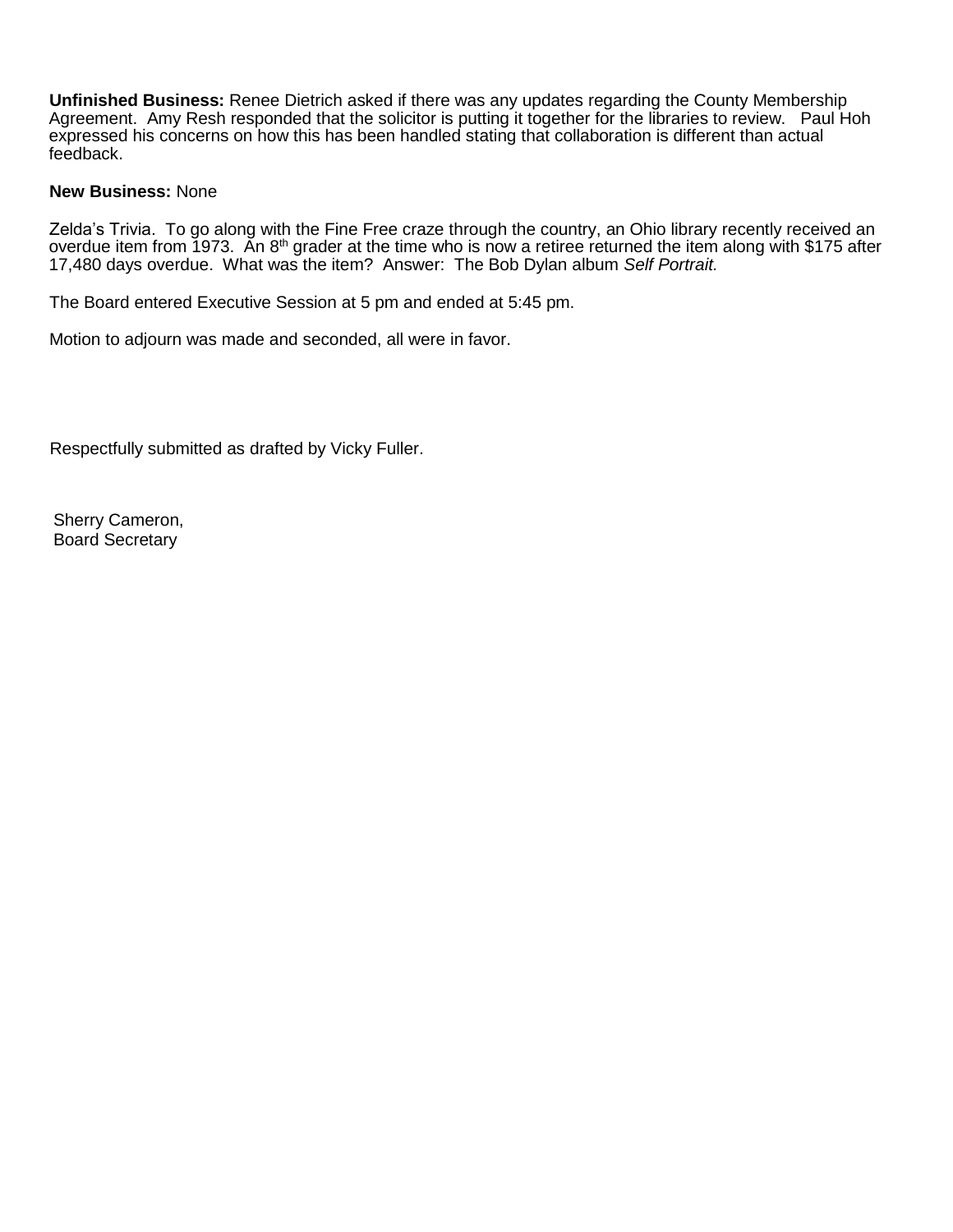**Unfinished Business:** Renee Dietrich asked if there was any updates regarding the County Membership Agreement. Amy Resh responded that the solicitor is putting it together for the libraries to review. Paul Hoh expressed his concerns on how this has been handled stating that collaboration is different than actual feedback.

**New Business:** None

Zelda's Trivia. To go along with the Fine Free craze through the country, an Ohio library recently received an overdue item from 1973. An 8th grader at the time who is now a retiree returned the item along with $175 after 17,480 days overdue. What was the item? Answer: The Bob Dylan album *Self Portrait.*

The Board entered Executive Session at 5 pm and ended at 5:45 pm.

Motion to adjourn was made and seconded, all were in favor.

Respectfully submitted as drafted by Vicky Fuller.

Sherry Cameron,
Board Secretary